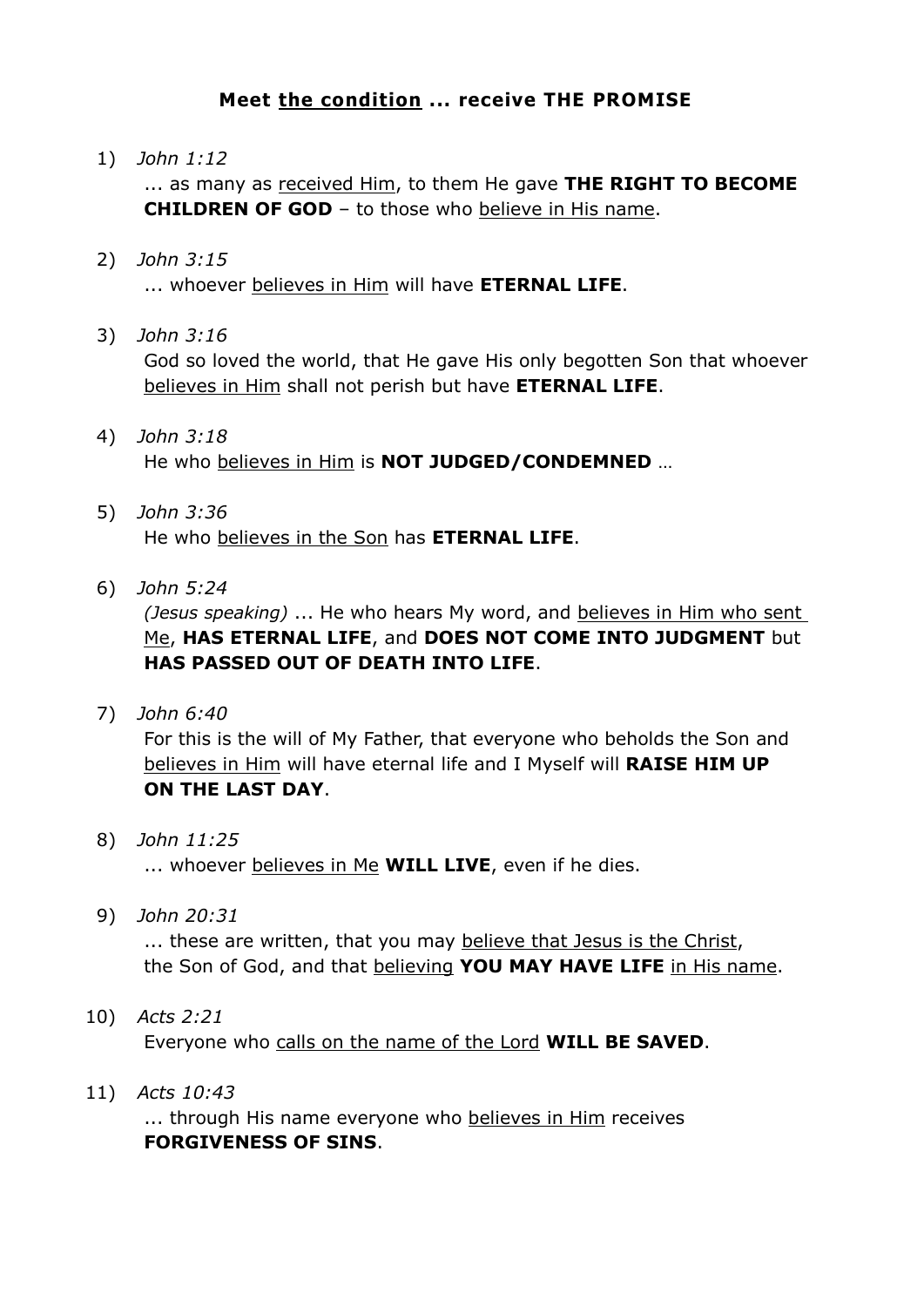## **Meet <u>the condition</u> ... receive THE PROMISE**

1) *John 1:12*
   ... as many as <u>received Him</u>, to them He gave **THE RIGHT TO BECOME CHILDREN OF GOD** – to those who <u>believe in His name</u>.

2) *John 3:15*
   ... whoever <u>believes in Him</u> will have **ETERNAL LIFE**.

3) *John 3:16*
   God so loved the world, that He gave His only begotten Son that whoever <u>believes in Him</u> shall not perish but have **ETERNAL LIFE**.

4) *John 3:18*
   He who <u>believes in Him</u> is **NOT JUDGED/CONDEMNED** …

5) *John 3:36*
   He who <u>believes in the Son</u> has **ETERNAL LIFE**.

6) *John 5:24*
   *(Jesus speaking)* ... He who hears My word, and <u>believes in Him who sent Me</u>, **HAS ETERNAL LIFE**, and **DOES NOT COME INTO JUDGMENT** but **HAS PASSED OUT OF DEATH INTO LIFE**.

7) *John 6:40*
   For this is the will of My Father, that everyone who beholds the Son and <u>believes in Him</u> will have eternal life and I Myself will **RAISE HIM UP ON THE LAST DAY**.

8) *John 11:25*
   ... whoever <u>believes in Me</u> **WILL LIVE**, even if he dies.

9) *John 20:31*
   ... these are written, that you may <u>believe that Jesus is the Christ</u>, the Son of God, and that <u>believing</u> **YOU MAY HAVE LIFE** <u>in His name</u>.

10) *Acts 2:21*
    Everyone who <u>calls on the name of the Lord</u> **WILL BE SAVED**.

11) *Acts 10:43*
    ... through His name everyone who <u>believes in Him</u> receives **FORGIVENESS OF SINS**.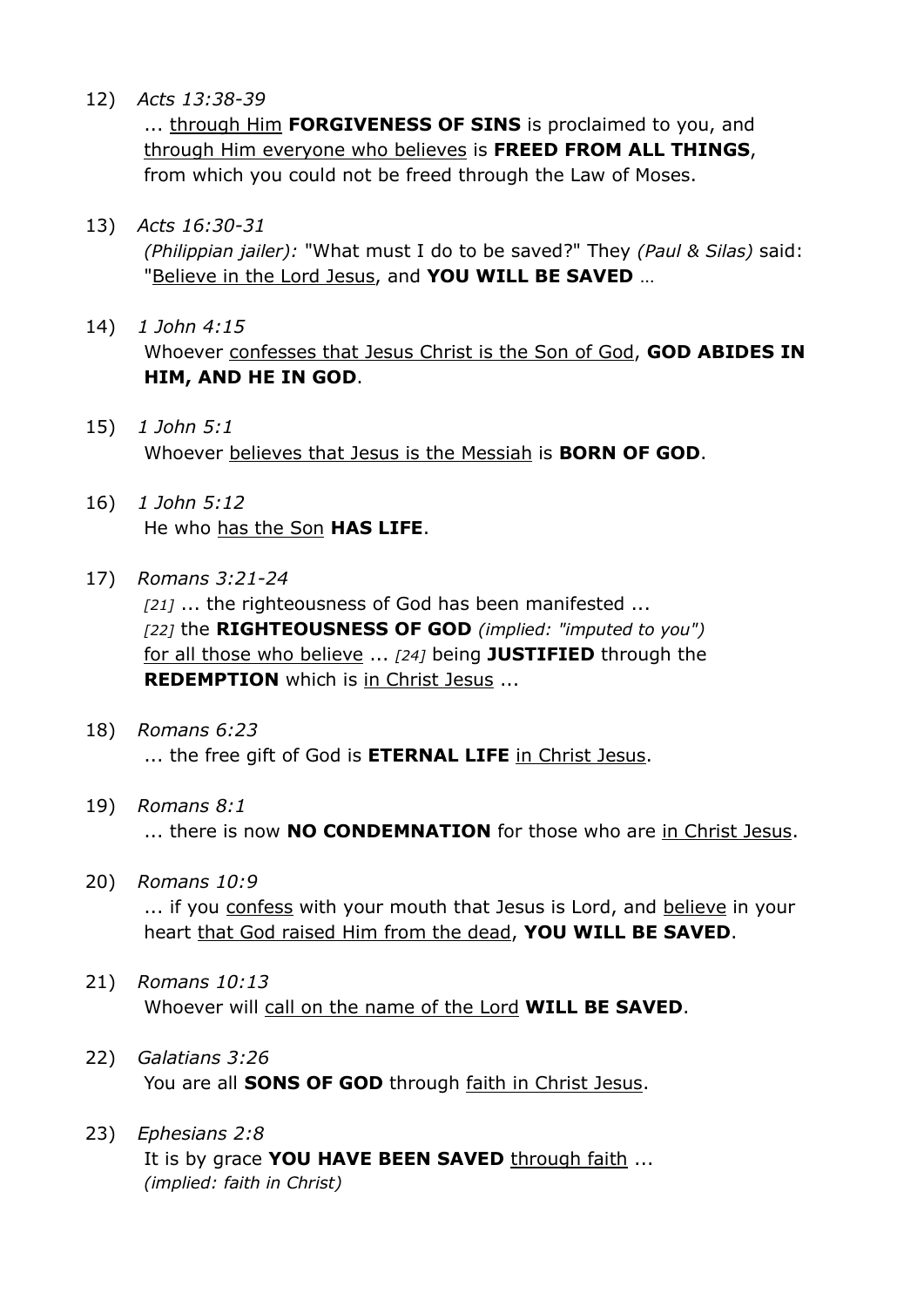12) *Acts 13:38-39*

    ... <u>through Him</u> **FORGIVENESS OF SINS** is proclaimed to you, and <u>through Him everyone who believes</u> is **FREED FROM ALL THINGS**, from which you could not be freed through the Law of Moses.

13) *Acts 16:30-31*

    *(Philippian jailer):* "What must I do to be saved?" They *(Paul & Silas)* said: "<u>Believe in the Lord Jesus</u>, and **YOU WILL BE SAVED** …

14) *1 John 4:15*

    Whoever <u>confesses that Jesus Christ is the Son of God</u>, **GOD ABIDES IN HIM, AND HE IN GOD**.

15) *1 John 5:1*

    Whoever <u>believes that Jesus is the Messiah</u> is **BORN OF GOD**.

16) *1 John 5:12*

    He who <u>has the Son</u> **HAS LIFE**.

17) *Romans 3:21-24*

    *[21]* ... the righteousness of God has been manifested ...
    *[22]* the **RIGHTEOUSNESS OF GOD** *(implied: "imputed to you")* <u>for all those who believe</u> ... *[24]* being **JUSTIFIED** through the **REDEMPTION** which is <u>in Christ Jesus</u> ...

18) *Romans 6:23*

    ... the free gift of God is **ETERNAL LIFE** <u>in Christ Jesus</u>.

19) *Romans 8:1*

    ... there is now **NO CONDEMNATION** for those who are <u>in Christ Jesus</u>.

20) *Romans 10:9*

    ... if you <u>confess</u> with your mouth that Jesus is Lord, and <u>believe</u> in your heart <u>that God raised Him from the dead</u>, **YOU WILL BE SAVED**.

21) *Romans 10:13*

    Whoever will <u>call on the name of the Lord</u> **WILL BE SAVED**.

22) *Galatians 3:26*

    You are all **SONS OF GOD** through <u>faith in Christ Jesus</u>.

23) *Ephesians 2:8*

    It is by grace **YOU HAVE BEEN SAVED** <u>through faith</u> ...
    *(implied: faith in Christ)*